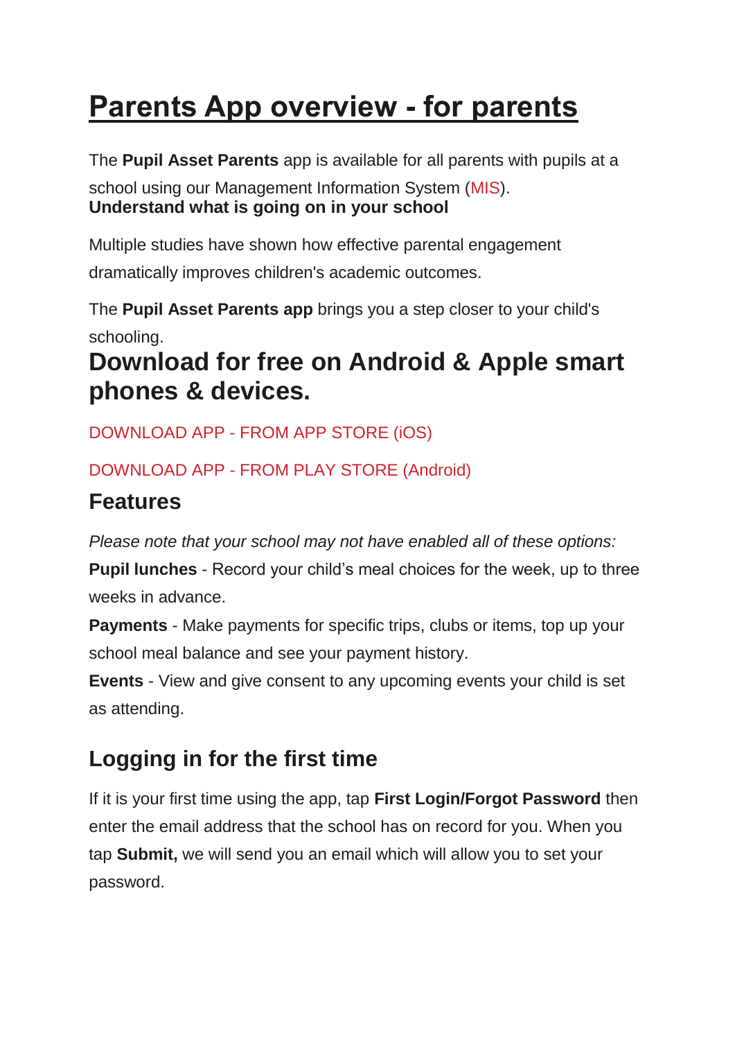# Parents App overview - for parents

The **Pupil Asset Parents** app is available for all parents with pupils at a school using our Management Information System (MIS).

**Understand what is going on in your school**

Multiple studies have shown how effective parental engagement dramatically improves children's academic outcomes.

The **Pupil Asset Parents app** brings you a step closer to your child's schooling.

## Download for free on Android & Apple smart phones & devices.

DOWNLOAD APP - FROM APP STORE (iOS)

DOWNLOAD APP - FROM PLAY STORE (Android)

### Features

*Please note that your school may not have enabled all of these options:*

**Pupil lunches** - Record your child's meal choices for the week, up to three weeks in advance.

**Payments** - Make payments for specific trips, clubs or items, top up your school meal balance and see your payment history.

**Events** - View and give consent to any upcoming events your child is set as attending.

### Logging in for the first time

If it is your first time using the app, tap **First Login/Forgot Password** then enter the email address that the school has on record for you. When you tap **Submit,** we will send you an email which will allow you to set your password.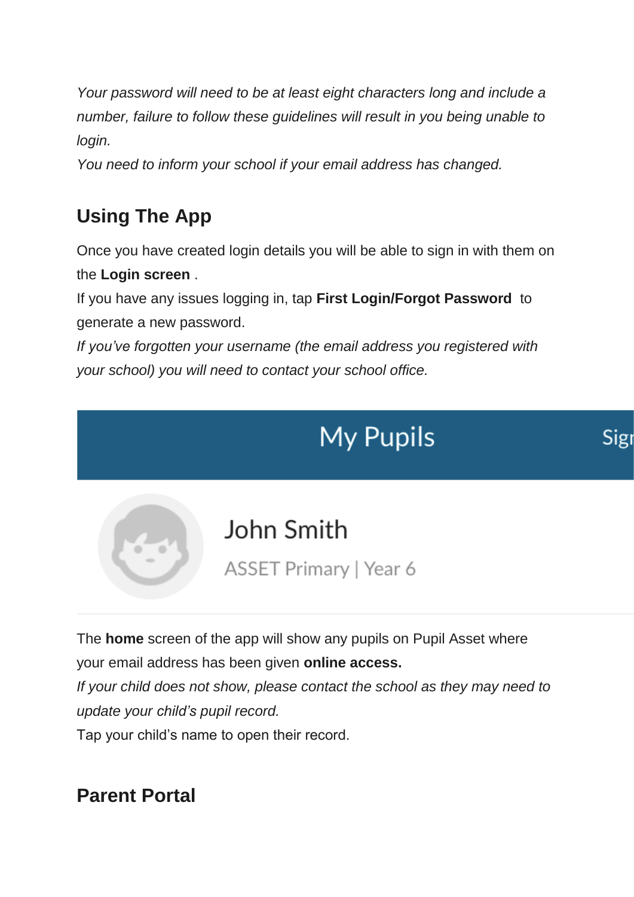*Your password will need to be at least eight characters long and include a number, failure to follow these guidelines will result in you being unable to login.*

*You need to inform your school if your email address has changed.*

## Using The App

Once you have created login details you will be able to sign in with them on the **Login screen** .

If you have any issues logging in, tap **First Login/Forgot Password** to generate a new password.

*If you've forgotten your username (the email address you registered with your school) you will need to contact your school office.*

My Pupils

John Smith

ASSET Primary | Year 6

The **home** screen of the app will show any pupils on Pupil Asset where your email address has been given **online access.**

*If your child does not show, please contact the school as they may need to update your child's pupil record.*

Tap your child's name to open their record.

## Parent Portal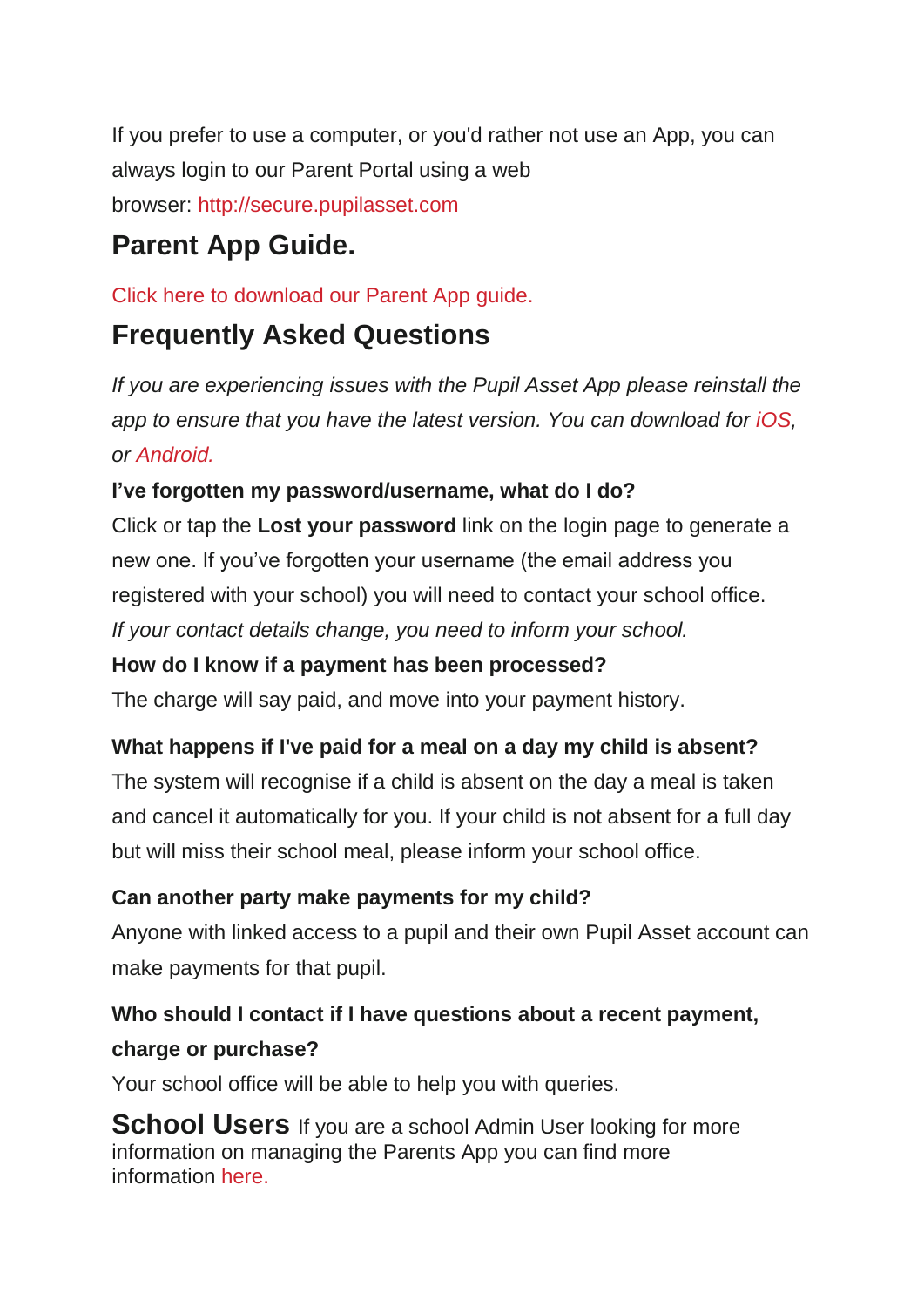If you prefer to use a computer, or you'd rather not use an App, you can always login to our Parent Portal using a web browser: http://secure.pupilasset.com

## Parent App Guide.

Click here to download our Parent App guide.

## Frequently Asked Questions

*If you are experiencing issues with the Pupil Asset App please reinstall the app to ensure that you have the latest version. You can download for iOS, or Android.*

**I've forgotten my password/username, what do I do?**

Click or tap the **Lost your password** link on the login page to generate a new one. If you've forgotten your username (the email address you registered with your school) you will need to contact your school office.

*If your contact details change, you need to inform your school.*

**How do I know if a payment has been processed?**

The charge will say paid, and move into your payment history.

**What happens if I've paid for a meal on a day my child is absent?**

The system will recognise if a child is absent on the day a meal is taken and cancel it automatically for you. If your child is not absent for a full day but will miss their school meal, please inform your school office.

**Can another party make payments for my child?**

Anyone with linked access to a pupil and their own Pupil Asset account can make payments for that pupil.

**Who should I contact if I have questions about a recent payment, charge or purchase?**

Your school office will be able to help you with queries.

## School Users

If you are a school Admin User looking for more information on managing the Parents App you can find more information here.